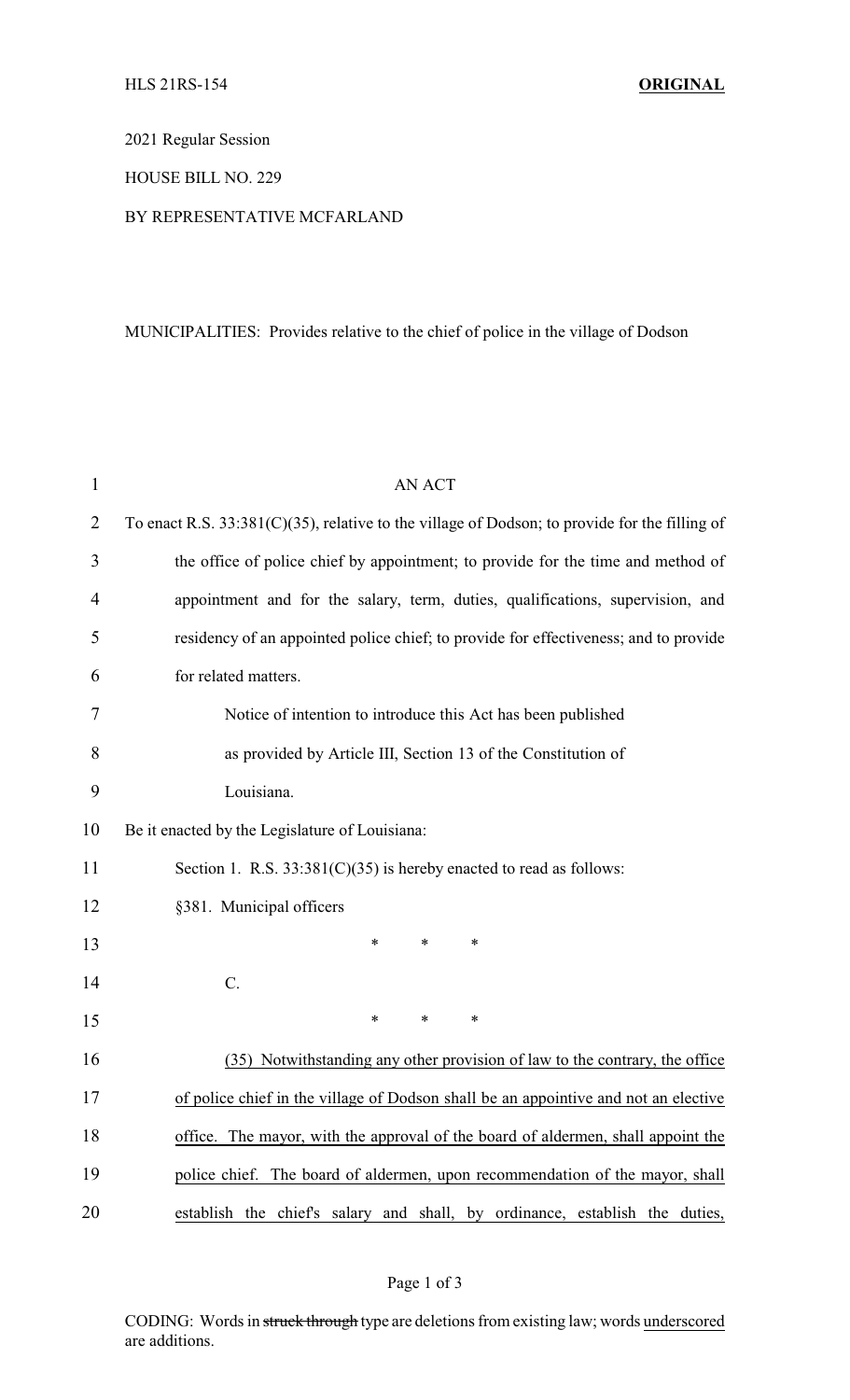HLS 21RS-154 **ORIGINAL**

2021 Regular Session

HOUSE BILL NO. 229

BY REPRESENTATIVE MCFARLAND

MUNICIPALITIES: Provides relative to the chief of police in the village of Dodson

AN ACT

To enact R.S. 33:381(C)(35), relative to the village of Dodson; to provide for the filling of the office of police chief by appointment; to provide for the time and method of appointment and for the salary, term, duties, qualifications, supervision, and residency of an appointed police chief; to provide for effectiveness; and to provide for related matters.

Notice of intention to introduce this Act has been published as provided by Article III, Section 13 of the Constitution of Louisiana.

Be it enacted by the Legislature of Louisiana:

Section 1. R.S. 33:381(C)(35) is hereby enacted to read as follows:

§381. Municipal officers

\* \* \*

C.

\* \* \*

<u>(35) Notwithstanding any other provision of law to the contrary, the office of police chief in the village of Dodson shall be an appointive and not an elective office. The mayor, with the approval of the board of aldermen, shall appoint the police chief. The board of aldermen, upon recommendation of the mayor, shall establish the chief's salary and shall, by ordinance, establish the duties,</u>

CODING: Words in ~~struck through~~ type are deletions from existing law; words <u>underscored</u> are additions.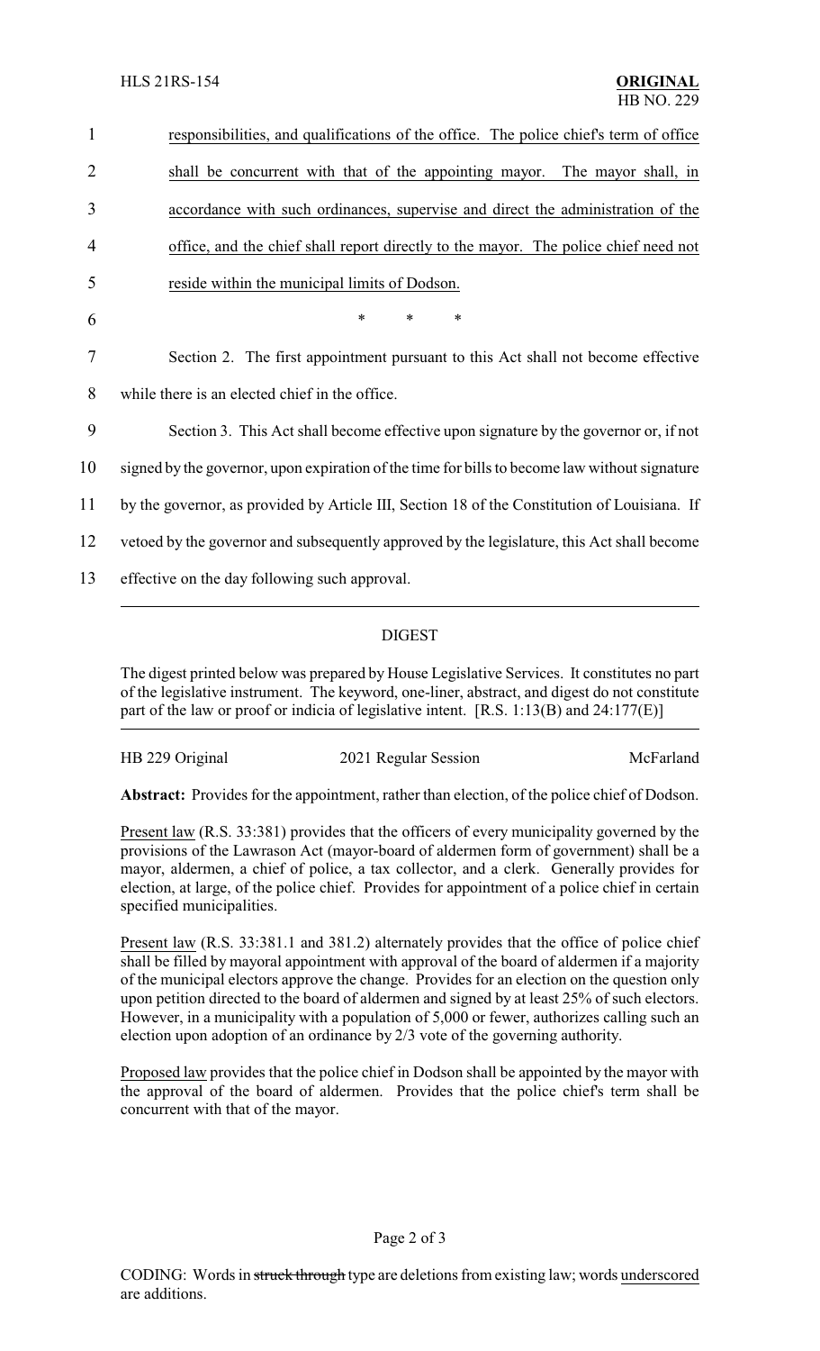responsibilities, and qualifications of the office. The police chief's term of office shall be concurrent with that of the appointing mayor. The mayor shall, in accordance with such ordinances, supervise and direct the administration of the office, and the chief shall report directly to the mayor. The police chief need not reside within the municipal limits of Dodson.

\* \* \*

Section 2. The first appointment pursuant to this Act shall not become effective while there is an elected chief in the office.

Section 3. This Act shall become effective upon signature by the governor or, if not signed by the governor, upon expiration of the time for bills to become law without signature by the governor, as provided by Article III, Section 18 of the Constitution of Louisiana. If vetoed by the governor and subsequently approved by the legislature, this Act shall become effective on the day following such approval.

## DIGEST

The digest printed below was prepared by House Legislative Services. It constitutes no part of the legislative instrument. The keyword, one-liner, abstract, and digest do not constitute part of the law or proof or indicia of legislative intent. [R.S. 1:13(B) and 24:177(E)]

HB 229 Original — 2021 Regular Session — McFarland

**Abstract:** Provides for the appointment, rather than election, of the police chief of Dodson.

Present law (R.S. 33:381) provides that the officers of every municipality governed by the provisions of the Lawrason Act (mayor-board of aldermen form of government) shall be a mayor, aldermen, a chief of police, a tax collector, and a clerk. Generally provides for election, at large, of the police chief. Provides for appointment of a police chief in certain specified municipalities.

Present law (R.S. 33:381.1 and 381.2) alternately provides that the office of police chief shall be filled by mayoral appointment with approval of the board of aldermen if a majority of the municipal electors approve the change. Provides for an election on the question only upon petition directed to the board of aldermen and signed by at least 25% of such electors. However, in a municipality with a population of 5,000 or fewer, authorizes calling such an election upon adoption of an ordinance by 2/3 vote of the governing authority.

Proposed law provides that the police chief in Dodson shall be appointed by the mayor with the approval of the board of aldermen. Provides that the police chief's term shall be concurrent with that of the mayor.

CODING: Words in ~~struck through~~ type are deletions from existing law; words underscored are additions.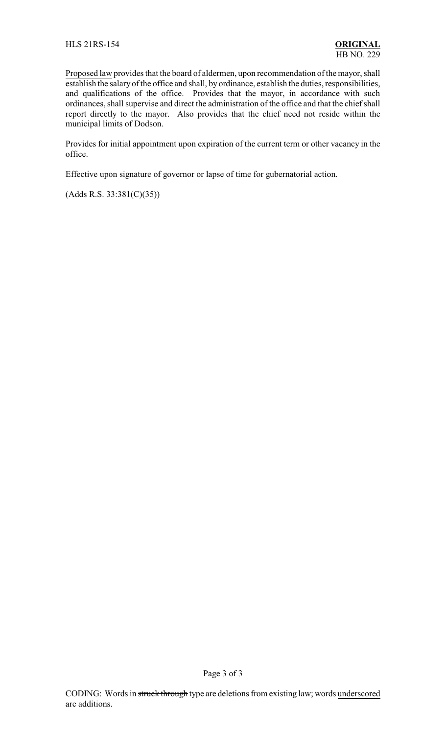Proposed law provides that the board of aldermen, upon recommendation of the mayor, shall establish the salary of the office and shall, by ordinance, establish the duties, responsibilities, and qualifications of the office. Provides that the mayor, in accordance with such ordinances, shall supervise and direct the administration of the office and that the chief shall report directly to the mayor. Also provides that the chief need not reside within the municipal limits of Dodson.

Provides for initial appointment upon expiration of the current term or other vacancy in the office.

Effective upon signature of governor or lapse of time for gubernatorial action.

(Adds R.S. 33:381(C)(35))

CODING: Words in ~~struck through~~ type are deletions from existing law; words underscored are additions.